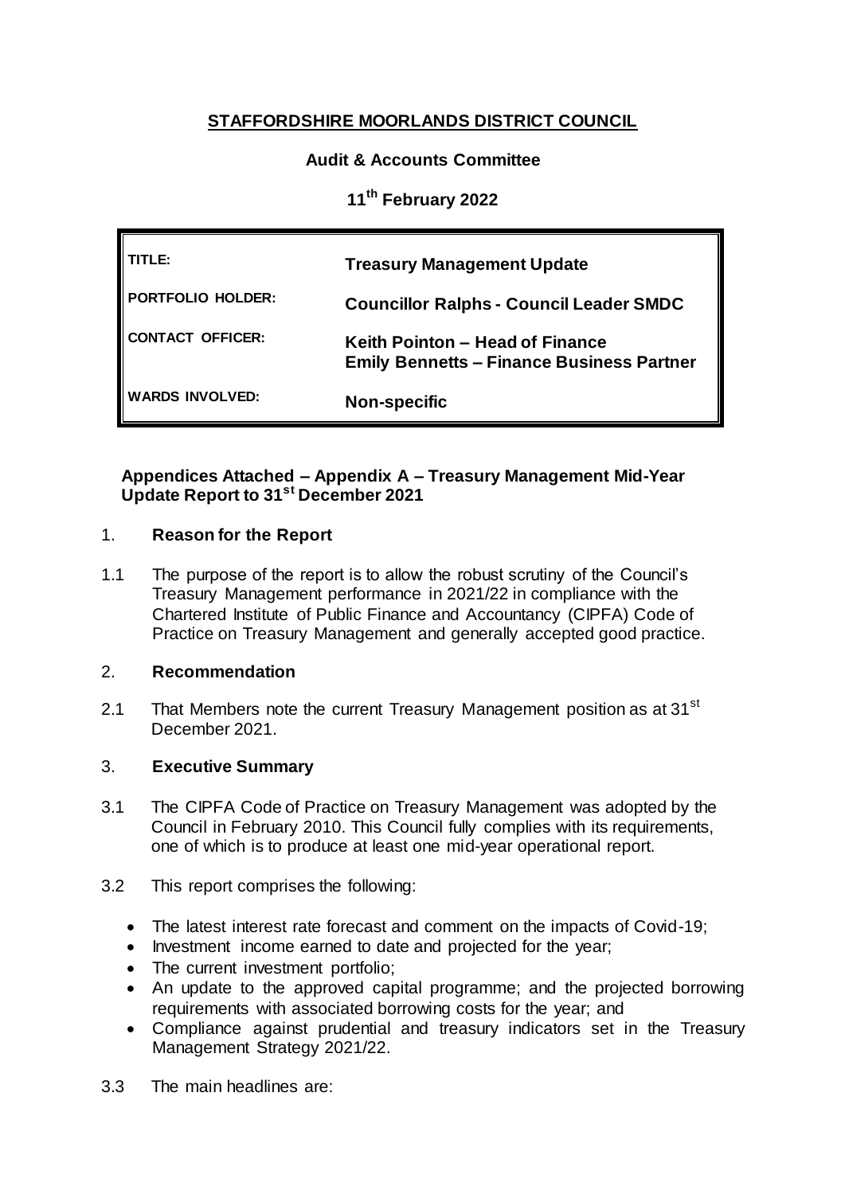# STAFFORDSHIRE MOORLANDS DISTRICT COUNCIL

**Audit & Accounts Committee**

**11th February 2022**

| | |
|---|---|
| **TITLE:** | **Treasury Management Update** |
| **PORTFOLIO HOLDER:** | **Councillor Ralphs - Council Leader SMDC** |
| **CONTACT OFFICER:** | **Keith Pointon – Head of Finance**<br>**Emily Bennetts – Finance Business Partner** |
| **WARDS INVOLVED:** | **Non-specific** |

**Appendices Attached – Appendix A – Treasury Management Mid-Year Update Report to 31st December 2021**

## 1. Reason for the Report

1.1 The purpose of the report is to allow the robust scrutiny of the Council's Treasury Management performance in 2021/22 in compliance with the Chartered Institute of Public Finance and Accountancy (CIPFA) Code of Practice on Treasury Management and generally accepted good practice.

## 2. Recommendation

2.1 That Members note the current Treasury Management position as at 31st December 2021.

## 3. Executive Summary

3.1 The CIPFA Code of Practice on Treasury Management was adopted by the Council in February 2010. This Council fully complies with its requirements, one of which is to produce at least one mid-year operational report.

3.2 This report comprises the following:

- The latest interest rate forecast and comment on the impacts of Covid-19;
- Investment income earned to date and projected for the year;
- The current investment portfolio;
- An update to the approved capital programme; and the projected borrowing requirements with associated borrowing costs for the year; and
- Compliance against prudential and treasury indicators set in the Treasury Management Strategy 2021/22.

3.3 The main headlines are: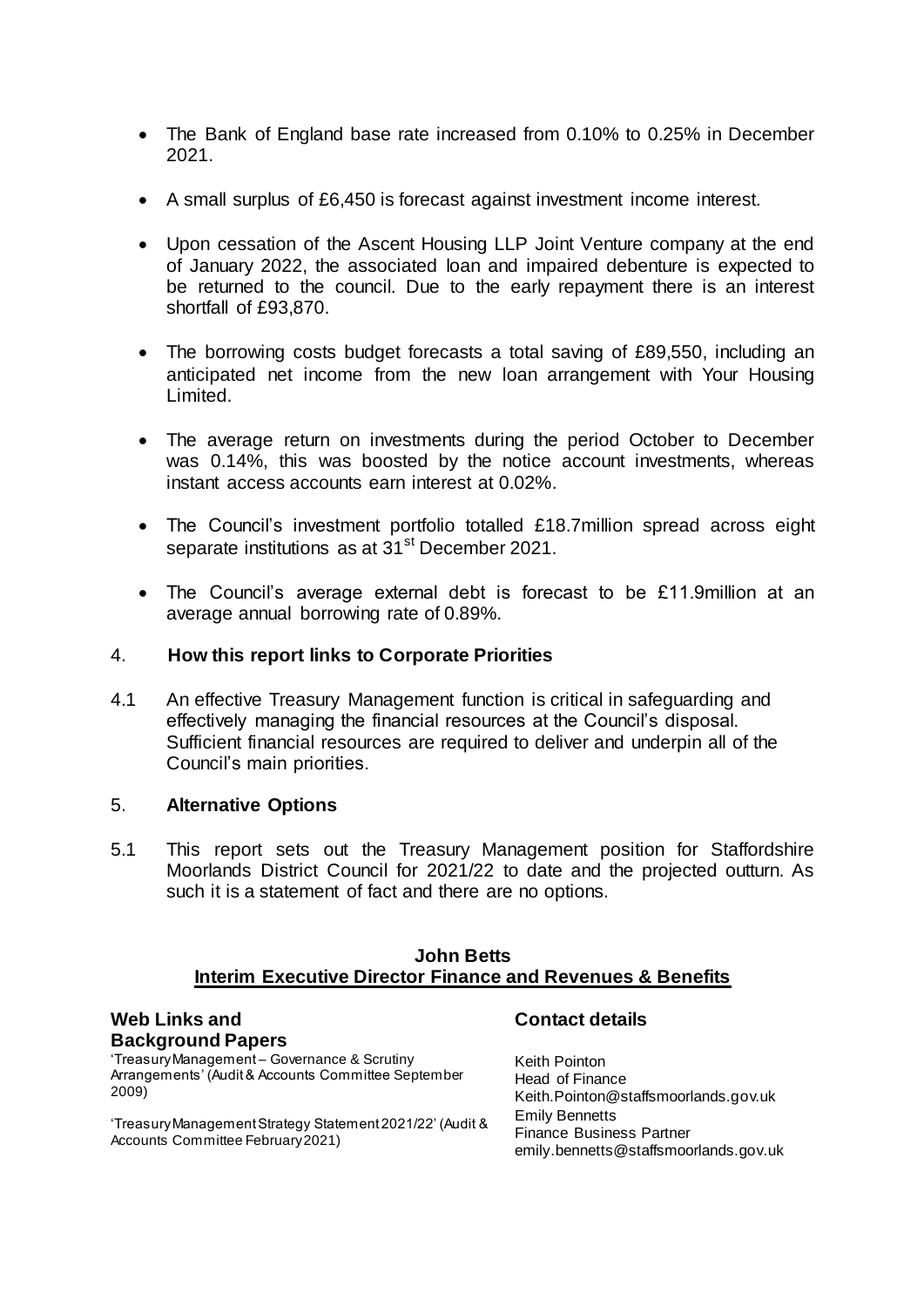- The Bank of England base rate increased from 0.10% to 0.25% in December 2021.
- A small surplus of £6,450 is forecast against investment income interest.
- Upon cessation of the Ascent Housing LLP Joint Venture company at the end of January 2022, the associated loan and impaired debenture is expected to be returned to the council. Due to the early repayment there is an interest shortfall of £93,870.
- The borrowing costs budget forecasts a total saving of £89,550, including an anticipated net income from the new loan arrangement with Your Housing Limited.
- The average return on investments during the period October to December was 0.14%, this was boosted by the notice account investments, whereas instant access accounts earn interest at 0.02%.
- The Council's investment portfolio totalled £18.7million spread across eight separate institutions as at 31st December 2021.
- The Council's average external debt is forecast to be £11.9million at an average annual borrowing rate of 0.89%.

## 4. How this report links to Corporate Priorities

4.1 An effective Treasury Management function is critical in safeguarding and effectively managing the financial resources at the Council's disposal. Sufficient financial resources are required to deliver and underpin all of the Council's main priorities.

## 5. Alternative Options

5.1 This report sets out the Treasury Management position for Staffordshire Moorlands District Council for 2021/22 to date and the projected outturn. As such it is a statement of fact and there are no options.

**John Betts**
**Interim Executive Director Finance and Revenues & Benefits**

**Web Links and Background Papers**

'Treasury Management – Governance & Scrutiny Arrangements' (Audit & Accounts Committee September 2009)

'Treasury Management Strategy Statement 2021/22' (Audit & Accounts Committee February 2021)

**Contact details**

Keith Pointon
Head of Finance
Keith.Pointon@staffsmoorlands.gov.uk
Emily Bennetts
Finance Business Partner
emily.bennetts@staffsmoorlands.gov.uk